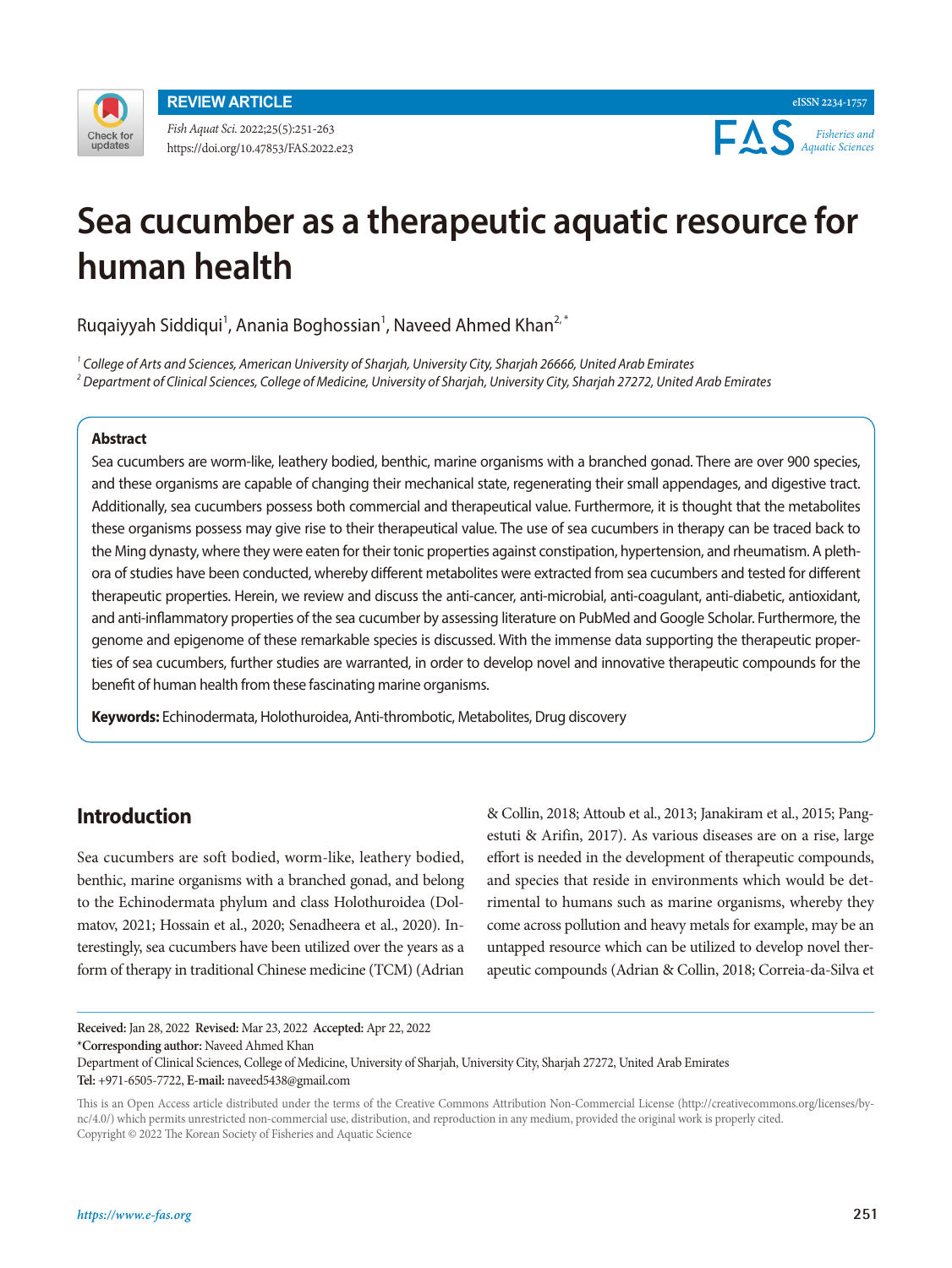REVIEW ARTICLE

eISSN 2234-1757

Fish Aquat Sci. 2022;25(5):251-263
https://doi.org/10.47853/FAS.2022.e23

# Sea cucumber as a therapeutic aquatic resource for human health

Ruqaiyyah Siddiqui[1], Anania Boghossian[1], Naveed Ahmed Khan[2,*]

[1] College of Arts and Sciences, American University of Sharjah, University City, Sharjah 26666, United Arab Emirates
[2] Department of Clinical Sciences, College of Medicine, University of Sharjah, University City, Sharjah 27272, United Arab Emirates

### Abstract

Sea cucumbers are worm-like, leathery bodied, benthic, marine organisms with a branched gonad. There are over 900 species, and these organisms are capable of changing their mechanical state, regenerating their small appendages, and digestive tract. Additionally, sea cucumbers possess both commercial and therapeutical value. Furthermore, it is thought that the metabolites these organisms possess may give rise to their therapeutical value. The use of sea cucumbers in therapy can be traced back to the Ming dynasty, where they were eaten for their tonic properties against constipation, hypertension, and rheumatism. A plethora of studies have been conducted, whereby different metabolites were extracted from sea cucumbers and tested for different therapeutic properties. Herein, we review and discuss the anti-cancer, anti-microbial, anti-coagulant, anti-diabetic, antioxidant, and anti-inflammatory properties of the sea cucumber by assessing literature on PubMed and Google Scholar. Furthermore, the genome and epigenome of these remarkable species is discussed. With the immense data supporting the therapeutic properties of sea cucumbers, further studies are warranted, in order to develop novel and innovative therapeutic compounds for the benefit of human health from these fascinating marine organisms.

**Keywords:** Echinodermata, Holothuroidea, Anti-thrombotic, Metabolites, Drug discovery

## Introduction

Sea cucumbers are soft bodied, worm-like, leathery bodied, benthic, marine organisms with a branched gonad, and belong to the Echinodermata phylum and class Holothuroidea (Dolmatov, 2021; Hossain et al., 2020; Senadheera et al., 2020). Interestingly, sea cucumbers have been utilized over the years as a form of therapy in traditional Chinese medicine (TCM) (Adrian & Collin, 2018; Attoub et al., 2013; Janakiram et al., 2015; Pangestuti & Arifin, 2017). As various diseases are on a rise, large effort is needed in the development of therapeutic compounds, and species that reside in environments which would be detrimental to humans such as marine organisms, whereby they come across pollution and heavy metals for example, may be an untapped resource which can be utilized to develop novel therapeutic compounds (Adrian & Collin, 2018; Correia-da-Silva et

**Received:** Jan 28, 2022 **Revised:** Mar 23, 2022 **Accepted:** Apr 22, 2022
***Corresponding author:** Naveed Ahmed Khan
Department of Clinical Sciences, College of Medicine, University of Sharjah, University City, Sharjah 27272, United Arab Emirates
**Tel:** +971-6505-7722, **E-mail:** naveed5438@gmail.com

This is an Open Access article distributed under the terms of the Creative Commons Attribution Non-Commercial License (http://creativecommons.org/licenses/by-nc/4.0/) which permits unrestricted non-commercial use, distribution, and reproduction in any medium, provided the original work is properly cited.
Copyright © 2022 The Korean Society of Fisheries and Aquatic Science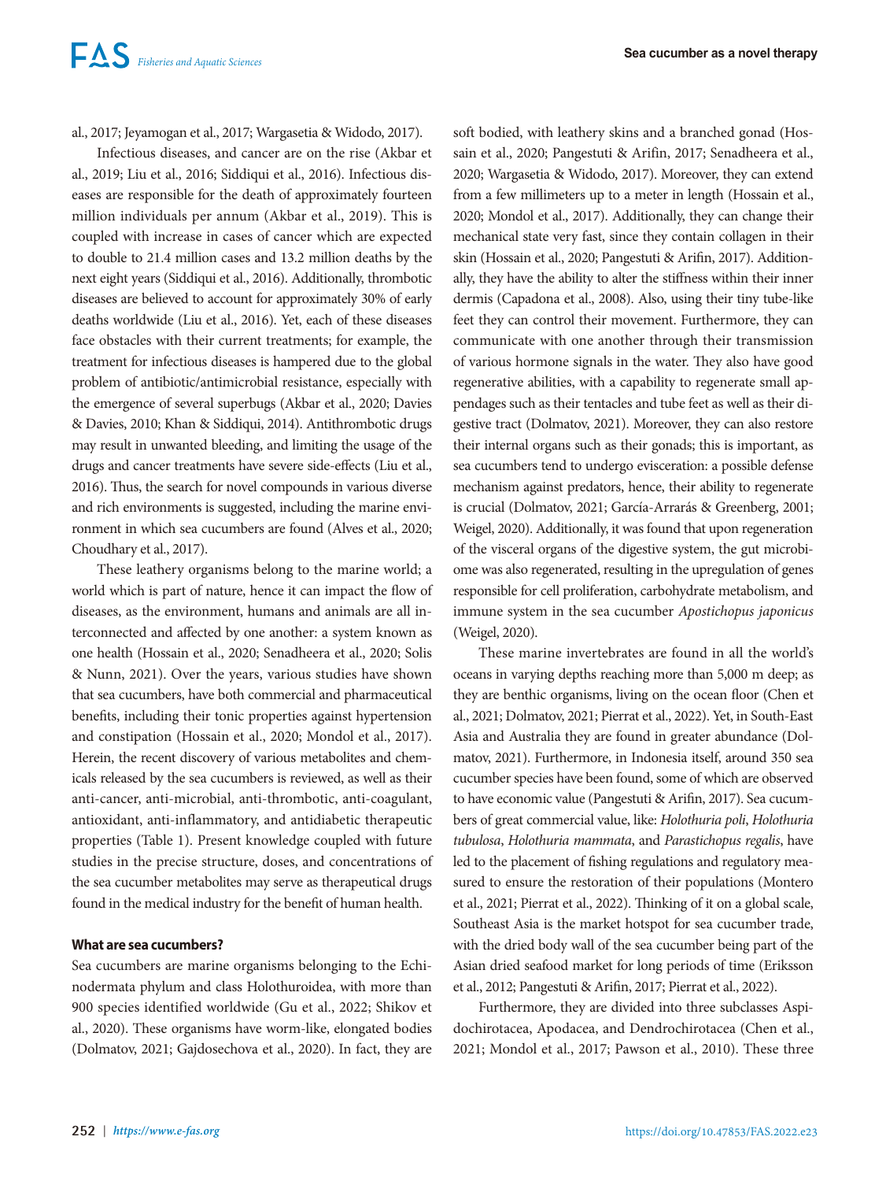al., 2017; Jeyamogan et al., 2017; Wargasetia & Widodo, 2017).

Infectious diseases, and cancer are on the rise (Akbar et al., 2019; Liu et al., 2016; Siddiqui et al., 2016). Infectious diseases are responsible for the death of approximately fourteen million individuals per annum (Akbar et al., 2019). This is coupled with increase in cases of cancer which are expected to double to 21.4 million cases and 13.2 million deaths by the next eight years (Siddiqui et al., 2016). Additionally, thrombotic diseases are believed to account for approximately 30% of early deaths worldwide (Liu et al., 2016). Yet, each of these diseases face obstacles with their current treatments; for example, the treatment for infectious diseases is hampered due to the global problem of antibiotic/antimicrobial resistance, especially with the emergence of several superbugs (Akbar et al., 2020; Davies & Davies, 2010; Khan & Siddiqui, 2014). Antithrombotic drugs may result in unwanted bleeding, and limiting the usage of the drugs and cancer treatments have severe side-effects (Liu et al., 2016). Thus, the search for novel compounds in various diverse and rich environments is suggested, including the marine environment in which sea cucumbers are found (Alves et al., 2020; Choudhary et al., 2017).

These leathery organisms belong to the marine world; a world which is part of nature, hence it can impact the flow of diseases, as the environment, humans and animals are all interconnected and affected by one another: a system known as one health (Hossain et al., 2020; Senadheera et al., 2020; Solis & Nunn, 2021). Over the years, various studies have shown that sea cucumbers, have both commercial and pharmaceutical benefits, including their tonic properties against hypertension and constipation (Hossain et al., 2020; Mondol et al., 2017). Herein, the recent discovery of various metabolites and chemicals released by the sea cucumbers is reviewed, as well as their anti-cancer, anti-microbial, anti-thrombotic, anti-coagulant, antioxidant, anti-inflammatory, and antidiabetic therapeutic properties (Table 1). Present knowledge coupled with future studies in the precise structure, doses, and concentrations of the sea cucumber metabolites may serve as therapeutical drugs found in the medical industry for the benefit of human health.

## What are sea cucumbers?

Sea cucumbers are marine organisms belonging to the Echinodermata phylum and class Holothuroidea, with more than 900 species identified worldwide (Gu et al., 2022; Shikov et al., 2020). These organisms have worm-like, elongated bodies (Dolmatov, 2021; Gajdosechova et al., 2020). In fact, they are soft bodied, with leathery skins and a branched gonad (Hossain et al., 2020; Pangestuti & Arifin, 2017; Senadheera et al., 2020; Wargasetia & Widodo, 2017). Moreover, they can extend from a few millimeters up to a meter in length (Hossain et al., 2020; Mondol et al., 2017). Additionally, they can change their mechanical state very fast, since they contain collagen in their skin (Hossain et al., 2020; Pangestuti & Arifin, 2017). Additionally, they have the ability to alter the stiffness within their inner dermis (Capadona et al., 2008). Also, using their tiny tube-like feet they can control their movement. Furthermore, they can communicate with one another through their transmission of various hormone signals in the water. They also have good regenerative abilities, with a capability to regenerate small appendages such as their tentacles and tube feet as well as their digestive tract (Dolmatov, 2021). Moreover, they can also restore their internal organs such as their gonads; this is important, as sea cucumbers tend to undergo evisceration: a possible defense mechanism against predators, hence, their ability to regenerate is crucial (Dolmatov, 2021; García-Arrarás & Greenberg, 2001; Weigel, 2020). Additionally, it was found that upon regeneration of the visceral organs of the digestive system, the gut microbiome was also regenerated, resulting in the upregulation of genes responsible for cell proliferation, carbohydrate metabolism, and immune system in the sea cucumber *Apostichopus japonicus* (Weigel, 2020).

These marine invertebrates are found in all the world's oceans in varying depths reaching more than 5,000 m deep; as they are benthic organisms, living on the ocean floor (Chen et al., 2021; Dolmatov, 2021; Pierrat et al., 2022). Yet, in South-East Asia and Australia they are found in greater abundance (Dolmatov, 2021). Furthermore, in Indonesia itself, around 350 sea cucumber species have been found, some of which are observed to have economic value (Pangestuti & Arifin, 2017). Sea cucumbers of great commercial value, like: *Holothuria poli*, *Holothuria tubulosa*, *Holothuria mammata*, and *Parastichopus regalis*, have led to the placement of fishing regulations and regulatory measured to ensure the restoration of their populations (Montero et al., 2021; Pierrat et al., 2022). Thinking of it on a global scale, Southeast Asia is the market hotspot for sea cucumber trade, with the dried body wall of the sea cucumber being part of the Asian dried seafood market for long periods of time (Eriksson et al., 2012; Pangestuti & Arifin, 2017; Pierrat et al., 2022).

Furthermore, they are divided into three subclasses Aspidochirotacea, Apodacea, and Dendrochirotacea (Chen et al., 2021; Mondol et al., 2017; Pawson et al., 2010). These three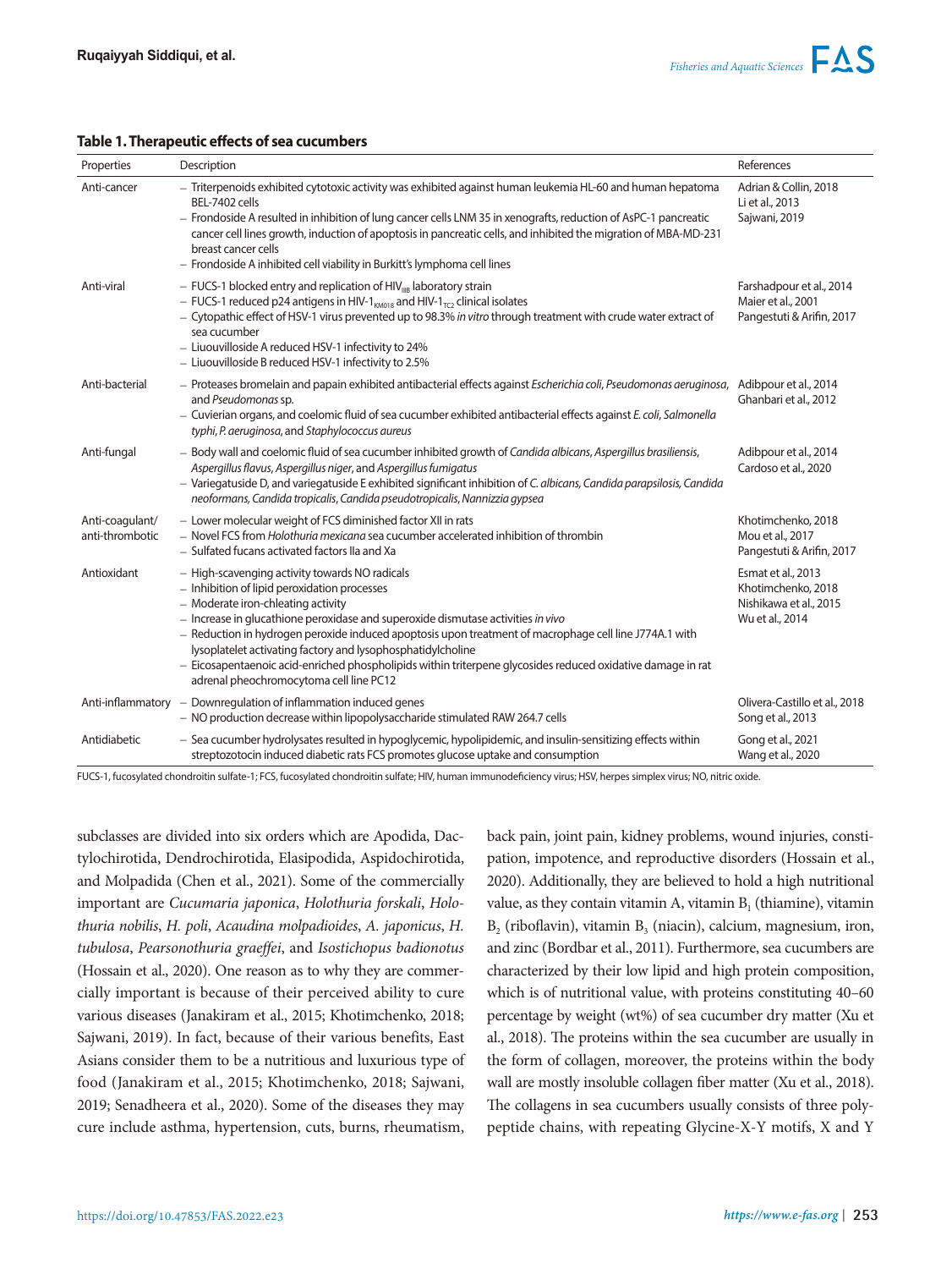**Table 1. Therapeutic effects of sea cucumbers**

| Properties | Description | References |
|---|---|---|
| Anti-cancer | – Triterpenoids exhibited cytotoxic activity was exhibited against human leukemia HL-60 and human hepatoma BEL-7402 cells<br>– Frondoside A resulted in inhibition of lung cancer cells LNM 35 in xenografts, reduction of AsPC-1 pancreatic cancer cell lines growth, induction of apoptosis in pancreatic cells, and inhibited the migration of MBA-MD-231 breast cancer cells<br>– Frondoside A inhibited cell viability in Burkitt's lymphoma cell lines | Adrian & Collin, 2018<br>Li et al., 2013<br>Sajwani, 2019 |
| Anti-viral | – FUCS-1 blocked entry and replication of $HIV_{IIIB}$ laboratory strain<br>– FUCS-1 reduced p24 antigens in $HIV\text{-}1_{KM018}$ and $HIV\text{-}1_{TC2}$ clinical isolates<br>– Cytopathic effect of HSV-1 virus prevented up to 98.3% *in vitro* through treatment with crude water extract of sea cucumber<br>– Liuouvilloside A reduced HSV-1 infectivity to 24%<br>– Liuouvilloside B reduced HSV-1 infectivity to 2.5% | Farshadpour et al., 2014<br>Maier et al., 2001<br>Pangestuti & Arifin, 2017 |
| Anti-bacterial | – Proteases bromelain and papain exhibited antibacterial effects against *Escherichia coli*, *Pseudomonas aeruginosa*, and *Pseudomonas* sp.<br>– Cuvierian organs, and coelomic fluid of sea cucumber exhibited antibacterial effects against *E. coli*, *Salmonella typhi*, *P. aeruginosa*, and *Staphylococcus aureus* | Adibpour et al., 2014<br>Ghanbari et al., 2012 |
| Anti-fungal | – Body wall and coelomic fluid of sea cucumber inhibited growth of *Candida albicans*, *Aspergillus brasiliensis*, *Aspergillus flavus*, *Aspergillus niger*, and *Aspergillus fumigatus*<br>– Variegatuside D, and variegatuside E exhibited significant inhibition of *C. albicans*, *Candida parapsilosis*, *Candida neoformans*, *Candida tropicalis*, *Candida pseudotropicalis*, *Nannizzia gypsea* | Adibpour et al., 2014<br>Cardoso et al., 2020 |
| Anti-coagulant/ anti-thrombotic | – Lower molecular weight of FCS diminished factor XII in rats<br>– Novel FCS from *Holothuria mexicana* sea cucumber accelerated inhibition of thrombin<br>– Sulfated fucans activated factors IIa and Xa | Khotimchenko, 2018<br>Mou et al., 2017<br>Pangestuti & Arifin, 2017 |
| Antioxidant | – High-scavenging activity towards NO radicals<br>– Inhibition of lipid peroxidation processes<br>– Moderate iron-chleating activity<br>– Increase in glucathione peroxidase and superoxide dismutase activities *in vivo*<br>– Reduction in hydrogen peroxide induced apoptosis upon treatment of macrophage cell line J774A.1 with lysoplatelet activating factory and lysophosphatidylcholine<br>– Eicosapentaenoic acid-enriched phospholipids within triterpene glycosides reduced oxidative damage in rat adrenal pheochromocytoma cell line PC12 | Esmat et al., 2013<br>Khotimchenko, 2018<br>Nishikawa et al., 2015<br>Wu et al., 2014 |
| Anti-inflammatory | – Downregulation of inflammation induced genes<br>– NO production decrease within lipopolysaccharide stimulated RAW 264.7 cells | Olivera-Castillo et al., 2018<br>Song et al., 2013 |
| Antidiabetic | – Sea cucumber hydrolysates resulted in hypoglycemic, hypolipidemic, and insulin-sensitizing effects within streptozotocin induced diabetic rats FCS promotes glucose uptake and consumption | Gong et al., 2021<br>Wang et al., 2020 |

FUCS-1, fucosylated chondroitin sulfate-1; FCS, fucosylated chondroitin sulfate; HIV, human immunodeficiency virus; HSV, herpes simplex virus; NO, nitric oxide.

subclasses are divided into six orders which are Apodida, Dactylochirotida, Dendrochirotida, Elasipodida, Aspidochirotida, and Molpadida (Chen et al., 2021). Some of the commercially important are *Cucumaria japonica*, *Holothuria forskali*, *Holothuria nobilis*, *H. poli*, *Acaudina molpadioides*, *A. japonicus*, *H. tubulosa*, *Pearsonothuria graeffei*, and *Isostichopus badionotus* (Hossain et al., 2020). One reason as to why they are commercially important is because of their perceived ability to cure various diseases (Janakiram et al., 2015; Khotimchenko, 2018; Sajwani, 2019). In fact, because of their various benefits, East Asians consider them to be a nutritious and luxurious type of food (Janakiram et al., 2015; Khotimchenko, 2018; Sajwani, 2019; Senadheera et al., 2020). Some of the diseases they may cure include asthma, hypertension, cuts, burns, rheumatism, back pain, joint pain, kidney problems, wound injuries, constipation, impotence, and reproductive disorders (Hossain et al., 2020). Additionally, they are believed to hold a high nutritional value, as they contain vitamin A, vitamin $B_1$ (thiamine), vitamin $B_2$ (riboflavin), vitamin $B_3$ (niacin), calcium, magnesium, iron, and zinc (Bordbar et al., 2011). Furthermore, sea cucumbers are characterized by their low lipid and high protein composition, which is of nutritional value, with proteins constituting 40–60 percentage by weight (wt%) of sea cucumber dry matter (Xu et al., 2018). The proteins within the sea cucumber are usually in the form of collagen, moreover, the proteins within the body wall are mostly insoluble collagen fiber matter (Xu et al., 2018). The collagens in sea cucumbers usually consists of three polypeptide chains, with repeating Glycine-X-Y motifs, X and Y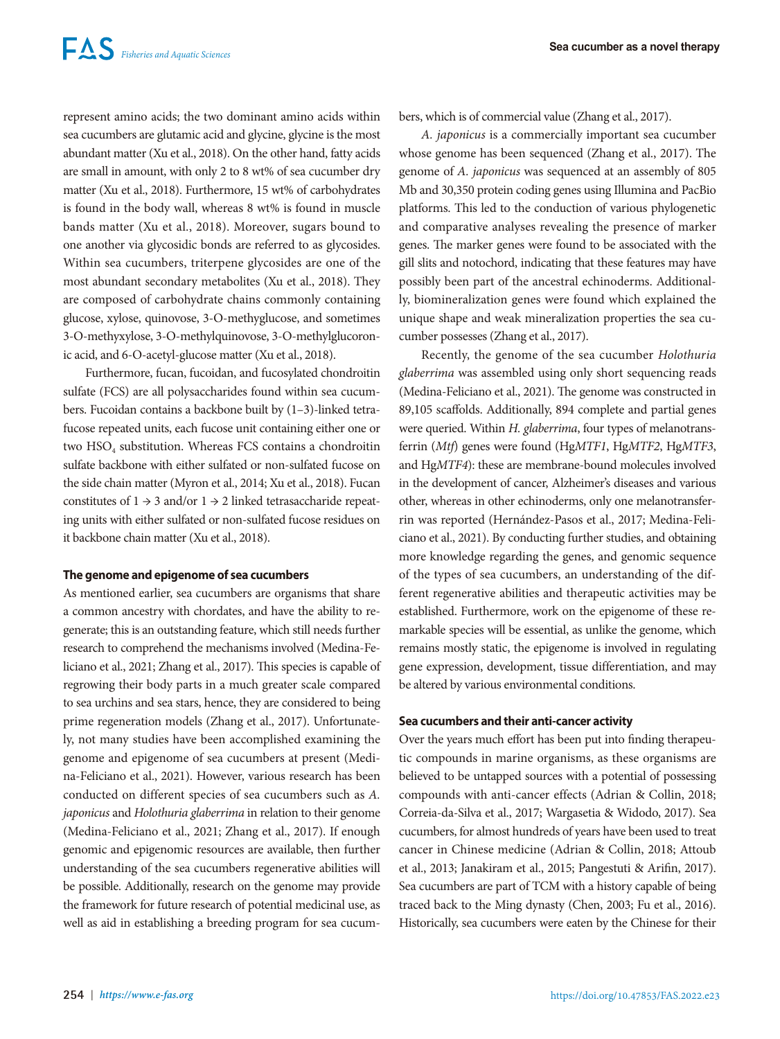represent amino acids; the two dominant amino acids within sea cucumbers are glutamic acid and glycine, glycine is the most abundant matter (Xu et al., 2018). On the other hand, fatty acids are small in amount, with only 2 to 8 wt% of sea cucumber dry matter (Xu et al., 2018). Furthermore, 15 wt% of carbohydrates is found in the body wall, whereas 8 wt% is found in muscle bands matter (Xu et al., 2018). Moreover, sugars bound to one another via glycosidic bonds are referred to as glycosides. Within sea cucumbers, triterpene glycosides are one of the most abundant secondary metabolites (Xu et al., 2018). They are composed of carbohydrate chains commonly containing glucose, xylose, quinovose, 3-O-methyglucose, and sometimes 3-O-methyxylose, 3-O-methylquinovose, 3-O-methylglucoronic acid, and 6-O-acetyl-glucose matter (Xu et al., 2018).

Furthermore, fucan, fucoidan, and fucosylated chondroitin sulfate (FCS) are all polysaccharides found within sea cucumbers. Fucoidan contains a backbone built by (1–3)-linked tetrafucose repeated units, each fucose unit containing either one or two $HSO_4$ substitution. Whereas FCS contains a chondroitin sulfate backbone with either sulfated or non-sulfated fucose on the side chain matter (Myron et al., 2014; Xu et al., 2018). Fucan constitutes of $1 \rightarrow 3$ and/or $1 \rightarrow 2$ linked tetrasaccharide repeating units with either sulfated or non-sulfated fucose residues on it backbone chain matter (Xu et al., 2018).

### The genome and epigenome of sea cucumbers

As mentioned earlier, sea cucumbers are organisms that share a common ancestry with chordates, and have the ability to regenerate; this is an outstanding feature, which still needs further research to comprehend the mechanisms involved (Medina-Feliciano et al., 2021; Zhang et al., 2017). This species is capable of regrowing their body parts in a much greater scale compared to sea urchins and sea stars, hence, they are considered to being prime regeneration models (Zhang et al., 2017). Unfortunately, not many studies have been accomplished examining the genome and epigenome of sea cucumbers at present (Medina-Feliciano et al., 2021). However, various research has been conducted on different species of sea cucumbers such as *A. japonicus* and *Holothuria glaberrima* in relation to their genome (Medina-Feliciano et al., 2021; Zhang et al., 2017). If enough genomic and epigenomic resources are available, then further understanding of the sea cucumbers regenerative abilities will be possible. Additionally, research on the genome may provide the framework for future research of potential medicinal use, as well as aid in establishing a breeding program for sea cucumbers, which is of commercial value (Zhang et al., 2017).

*A. japonicus* is a commercially important sea cucumber whose genome has been sequenced (Zhang et al., 2017). The genome of *A. japonicus* was sequenced at an assembly of 805 Mb and 30,350 protein coding genes using Illumina and PacBio platforms. This led to the conduction of various phylogenetic and comparative analyses revealing the presence of marker genes. The marker genes were found to be associated with the gill slits and notochord, indicating that these features may have possibly been part of the ancestral echinoderms. Additionally, biomineralization genes were found which explained the unique shape and weak mineralization properties the sea cucumber possesses (Zhang et al., 2017).

Recently, the genome of the sea cucumber *Holothuria glaberrima* was assembled using only short sequencing reads (Medina-Feliciano et al., 2021). The genome was constructed in 89,105 scaffolds. Additionally, 894 complete and partial genes were queried. Within *H. glaberrima*, four types of melanotransferrin (*Mtf*) genes were found (Hg*MTF1*, Hg*MTF2*, Hg*MTF3*, and Hg*MTF4*): these are membrane-bound molecules involved in the development of cancer, Alzheimer's diseases and various other, whereas in other echinoderms, only one melanotransferrin was reported (Hernández-Pasos et al., 2017; Medina-Feliciano et al., 2021). By conducting further studies, and obtaining more knowledge regarding the genes, and genomic sequence of the types of sea cucumbers, an understanding of the different regenerative abilities and therapeutic activities may be established. Furthermore, work on the epigenome of these remarkable species will be essential, as unlike the genome, which remains mostly static, the epigenome is involved in regulating gene expression, development, tissue differentiation, and may be altered by various environmental conditions.

### Sea cucumbers and their anti-cancer activity

Over the years much effort has been put into finding therapeutic compounds in marine organisms, as these organisms are believed to be untapped sources with a potential of possessing compounds with anti-cancer effects (Adrian & Collin, 2018; Correia-da-Silva et al., 2017; Wargasetia & Widodo, 2017). Sea cucumbers, for almost hundreds of years have been used to treat cancer in Chinese medicine (Adrian & Collin, 2018; Attoub et al., 2013; Janakiram et al., 2015; Pangestuti & Arifin, 2017). Sea cucumbers are part of TCM with a history capable of being traced back to the Ming dynasty (Chen, 2003; Fu et al., 2016). Historically, sea cucumbers were eaten by the Chinese for their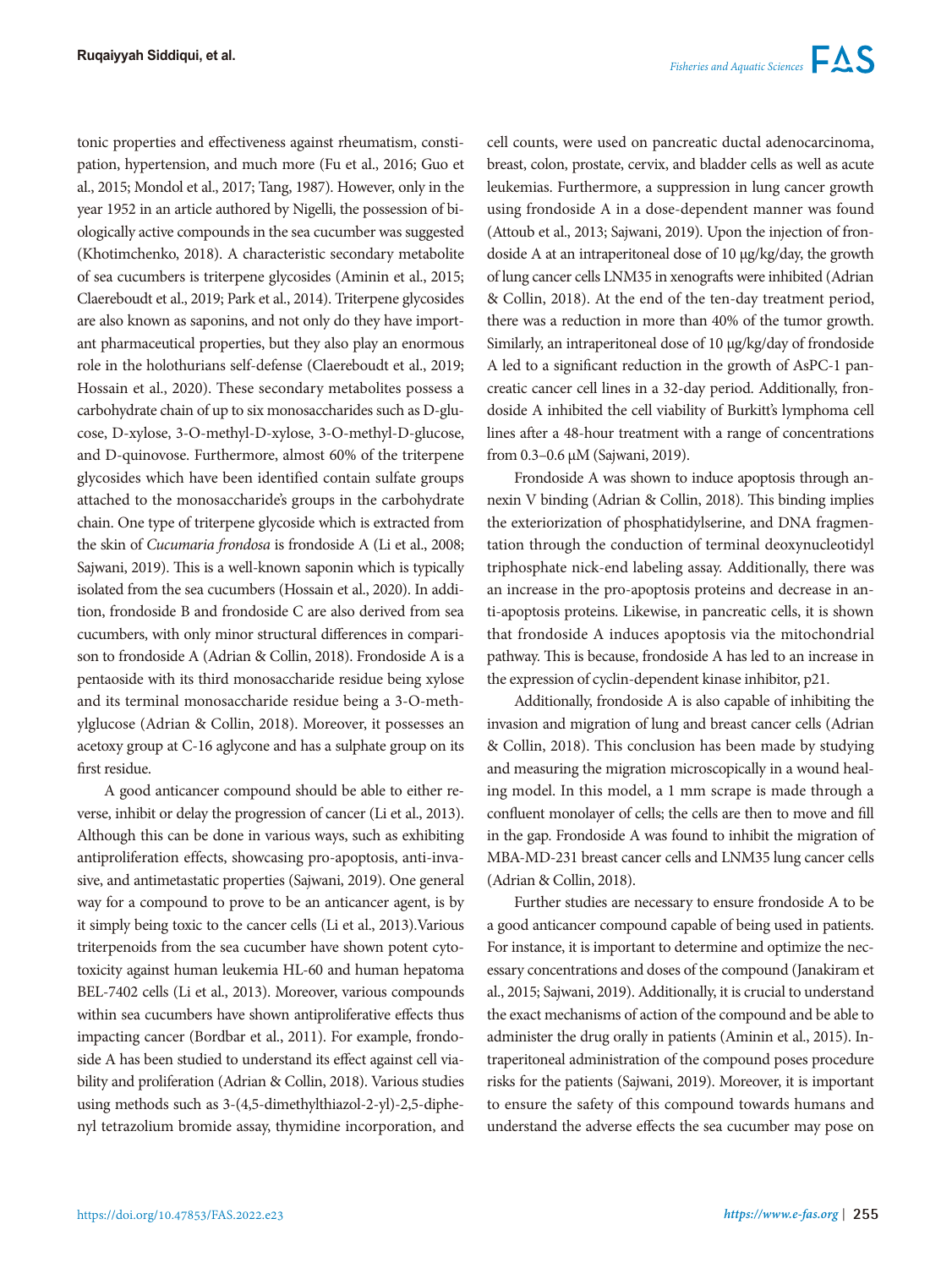tonic properties and effectiveness against rheumatism, constipation, hypertension, and much more (Fu et al., 2016; Guo et al., 2015; Mondol et al., 2017; Tang, 1987). However, only in the year 1952 in an article authored by Nigelli, the possession of biologically active compounds in the sea cucumber was suggested (Khotimchenko, 2018). A characteristic secondary metabolite of sea cucumbers is triterpene glycosides (Aminin et al., 2015; Claereboudt et al., 2019; Park et al., 2014). Triterpene glycosides are also known as saponins, and not only do they have important pharmaceutical properties, but they also play an enormous role in the holothurians self-defense (Claereboudt et al., 2019; Hossain et al., 2020). These secondary metabolites possess a carbohydrate chain of up to six monosaccharides such as D-glucose, D-xylose, 3-O-methyl-D-xylose, 3-O-methyl-D-glucose, and D-quinovose. Furthermore, almost 60% of the triterpene glycosides which have been identified contain sulfate groups attached to the monosaccharide's groups in the carbohydrate chain. One type of triterpene glycoside which is extracted from the skin of *Cucumaria frondosa* is frondoside A (Li et al., 2008; Sajwani, 2019). This is a well-known saponin which is typically isolated from the sea cucumbers (Hossain et al., 2020). In addition, frondoside B and frondoside C are also derived from sea cucumbers, with only minor structural differences in comparison to frondoside A (Adrian & Collin, 2018). Frondoside A is a pentaoside with its third monosaccharide residue being xylose and its terminal monosaccharide residue being a 3-O-methylglucose (Adrian & Collin, 2018). Moreover, it possesses an acetoxy group at C-16 aglycone and has a sulphate group on its first residue.

A good anticancer compound should be able to either reverse, inhibit or delay the progression of cancer (Li et al., 2013). Although this can be done in various ways, such as exhibiting antiproliferation effects, showcasing pro-apoptosis, anti-invasive, and antimetastatic properties (Sajwani, 2019). One general way for a compound to prove to be an anticancer agent, is by it simply being toxic to the cancer cells (Li et al., 2013).Various triterpenoids from the sea cucumber have shown potent cytotoxicity against human leukemia HL-60 and human hepatoma BEL-7402 cells (Li et al., 2013). Moreover, various compounds within sea cucumbers have shown antiproliferative effects thus impacting cancer (Bordbar et al., 2011). For example, frondoside A has been studied to understand its effect against cell viability and proliferation (Adrian & Collin, 2018). Various studies using methods such as 3-(4,5-dimethylthiazol-2-yl)-2,5-diphenyl tetrazolium bromide assay, thymidine incorporation, and cell counts, were used on pancreatic ductal adenocarcinoma, breast, colon, prostate, cervix, and bladder cells as well as acute leukemias. Furthermore, a suppression in lung cancer growth using frondoside A in a dose-dependent manner was found (Attoub et al., 2013; Sajwani, 2019). Upon the injection of frondoside A at an intraperitoneal dose of 10 μg/kg/day, the growth of lung cancer cells LNM35 in xenografts were inhibited (Adrian & Collin, 2018). At the end of the ten-day treatment period, there was a reduction in more than 40% of the tumor growth. Similarly, an intraperitoneal dose of 10 μg/kg/day of frondoside A led to a significant reduction in the growth of AsPC-1 pancreatic cancer cell lines in a 32-day period. Additionally, frondoside A inhibited the cell viability of Burkitt's lymphoma cell lines after a 48-hour treatment with a range of concentrations from 0.3–0.6 μM (Sajwani, 2019).

Frondoside A was shown to induce apoptosis through annexin V binding (Adrian & Collin, 2018). This binding implies the exteriorization of phosphatidylserine, and DNA fragmentation through the conduction of terminal deoxynucleotidyl triphosphate nick-end labeling assay. Additionally, there was an increase in the pro-apoptosis proteins and decrease in anti-apoptosis proteins. Likewise, in pancreatic cells, it is shown that frondoside A induces apoptosis via the mitochondrial pathway. This is because, frondoside A has led to an increase in the expression of cyclin-dependent kinase inhibitor, p21.

Additionally, frondoside A is also capable of inhibiting the invasion and migration of lung and breast cancer cells (Adrian & Collin, 2018). This conclusion has been made by studying and measuring the migration microscopically in a wound healing model. In this model, a 1 mm scrape is made through a confluent monolayer of cells; the cells are then to move and fill in the gap. Frondoside A was found to inhibit the migration of MBA-MD-231 breast cancer cells and LNM35 lung cancer cells (Adrian & Collin, 2018).

Further studies are necessary to ensure frondoside A to be a good anticancer compound capable of being used in patients. For instance, it is important to determine and optimize the necessary concentrations and doses of the compound (Janakiram et al., 2015; Sajwani, 2019). Additionally, it is crucial to understand the exact mechanisms of action of the compound and be able to administer the drug orally in patients (Aminin et al., 2015). Intraperitoneal administration of the compound poses procedure risks for the patients (Sajwani, 2019). Moreover, it is important to ensure the safety of this compound towards humans and understand the adverse effects the sea cucumber may pose on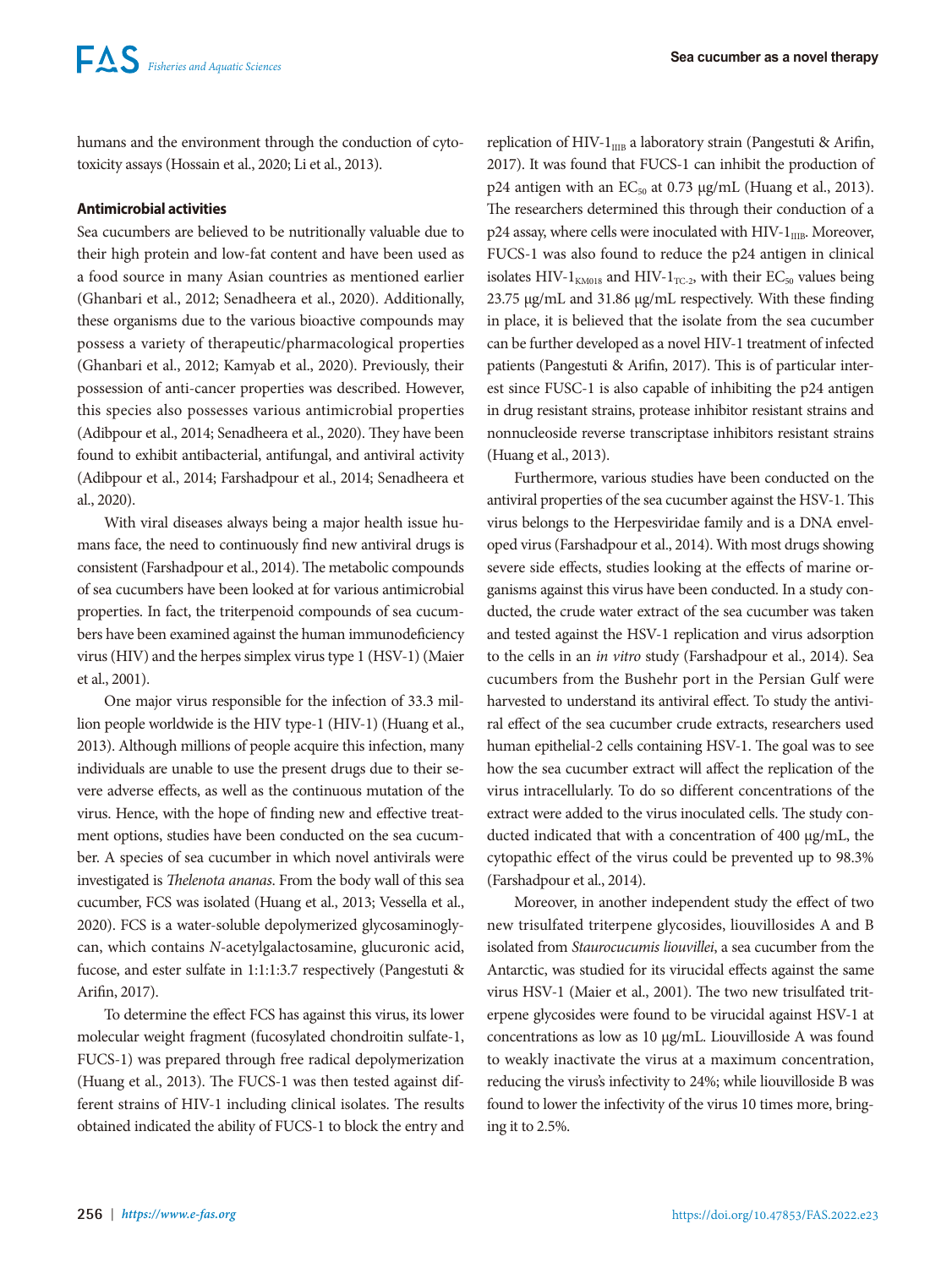humans and the environment through the conduction of cytotoxicity assays (Hossain et al., 2020; Li et al., 2013).

### Antimicrobial activities

Sea cucumbers are believed to be nutritionally valuable due to their high protein and low-fat content and have been used as a food source in many Asian countries as mentioned earlier (Ghanbari et al., 2012; Senadheera et al., 2020). Additionally, these organisms due to the various bioactive compounds may possess a variety of therapeutic/pharmacological properties (Ghanbari et al., 2012; Kamyab et al., 2020). Previously, their possession of anti-cancer properties was described. However, this species also possesses various antimicrobial properties (Adibpour et al., 2014; Senadheera et al., 2020). They have been found to exhibit antibacterial, antifungal, and antiviral activity (Adibpour et al., 2014; Farshadpour et al., 2014; Senadheera et al., 2020).

With viral diseases always being a major health issue humans face, the need to continuously find new antiviral drugs is consistent (Farshadpour et al., 2014). The metabolic compounds of sea cucumbers have been looked at for various antimicrobial properties. In fact, the triterpenoid compounds of sea cucumbers have been examined against the human immunodeficiency virus (HIV) and the herpes simplex virus type 1 (HSV-1) (Maier et al., 2001).

One major virus responsible for the infection of 33.3 million people worldwide is the HIV type-1 (HIV-1) (Huang et al., 2013). Although millions of people acquire this infection, many individuals are unable to use the present drugs due to their severe adverse effects, as well as the continuous mutation of the virus. Hence, with the hope of finding new and effective treatment options, studies have been conducted on the sea cucumber. A species of sea cucumber in which novel antivirals were investigated is *Thelenota ananas*. From the body wall of this sea cucumber, FCS was isolated (Huang et al., 2013; Vessella et al., 2020). FCS is a water-soluble depolymerized glycosaminoglycan, which contains *N*-acetylgalactosamine, glucuronic acid, fucose, and ester sulfate in 1:1:1:3.7 respectively (Pangestuti & Arifin, 2017).

To determine the effect FCS has against this virus, its lower molecular weight fragment (fucosylated chondroitin sulfate-1, FUCS-1) was prepared through free radical depolymerization (Huang et al., 2013). The FUCS-1 was then tested against different strains of HIV-1 including clinical isolates. The results obtained indicated the ability of FUCS-1 to block the entry and replication of HIV-$1_{IIIB}$ a laboratory strain (Pangestuti & Arifin, 2017). It was found that FUCS-1 can inhibit the production of p24 antigen with an $EC_{50}$ at 0.73 μg/mL (Huang et al., 2013). The researchers determined this through their conduction of a p24 assay, where cells were inoculated with HIV-$1_{IIIB}$. Moreover, FUCS-1 was also found to reduce the p24 antigen in clinical isolates HIV-$1_{KM018}$ and HIV-$1_{TC\text{-}2}$, with their $EC_{50}$ values being 23.75 μg/mL and 31.86 μg/mL respectively. With these finding in place, it is believed that the isolate from the sea cucumber can be further developed as a novel HIV-1 treatment of infected patients (Pangestuti & Arifin, 2017). This is of particular interest since FUSC-1 is also capable of inhibiting the p24 antigen in drug resistant strains, protease inhibitor resistant strains and nonnucleoside reverse transcriptase inhibitors resistant strains (Huang et al., 2013).

Furthermore, various studies have been conducted on the antiviral properties of the sea cucumber against the HSV-1. This virus belongs to the Herpesviridae family and is a DNA enveloped virus (Farshadpour et al., 2014). With most drugs showing severe side effects, studies looking at the effects of marine organisms against this virus have been conducted. In a study conducted, the crude water extract of the sea cucumber was taken and tested against the HSV-1 replication and virus adsorption to the cells in an *in vitro* study (Farshadpour et al., 2014). Sea cucumbers from the Bushehr port in the Persian Gulf were harvested to understand its antiviral effect. To study the antiviral effect of the sea cucumber crude extracts, researchers used human epithelial-2 cells containing HSV-1. The goal was to see how the sea cucumber extract will affect the replication of the virus intracellularly. To do so different concentrations of the extract were added to the virus inoculated cells. The study conducted indicated that with a concentration of 400 μg/mL, the cytopathic effect of the virus could be prevented up to 98.3% (Farshadpour et al., 2014).

Moreover, in another independent study the effect of two new trisulfated triterpene glycosides, liouvillosides A and B isolated from *Staurocucumis liouvillei*, a sea cucumber from the Antarctic, was studied for its virucidal effects against the same virus HSV-1 (Maier et al., 2001). The two new trisulfated triterpene glycosides were found to be virucidal against HSV-1 at concentrations as low as 10 μg/mL. Liouvilloside A was found to weakly inactivate the virus at a maximum concentration, reducing the virus's infectivity to 24%; while liouvilloside B was found to lower the infectivity of the virus 10 times more, bringing it to 2.5%.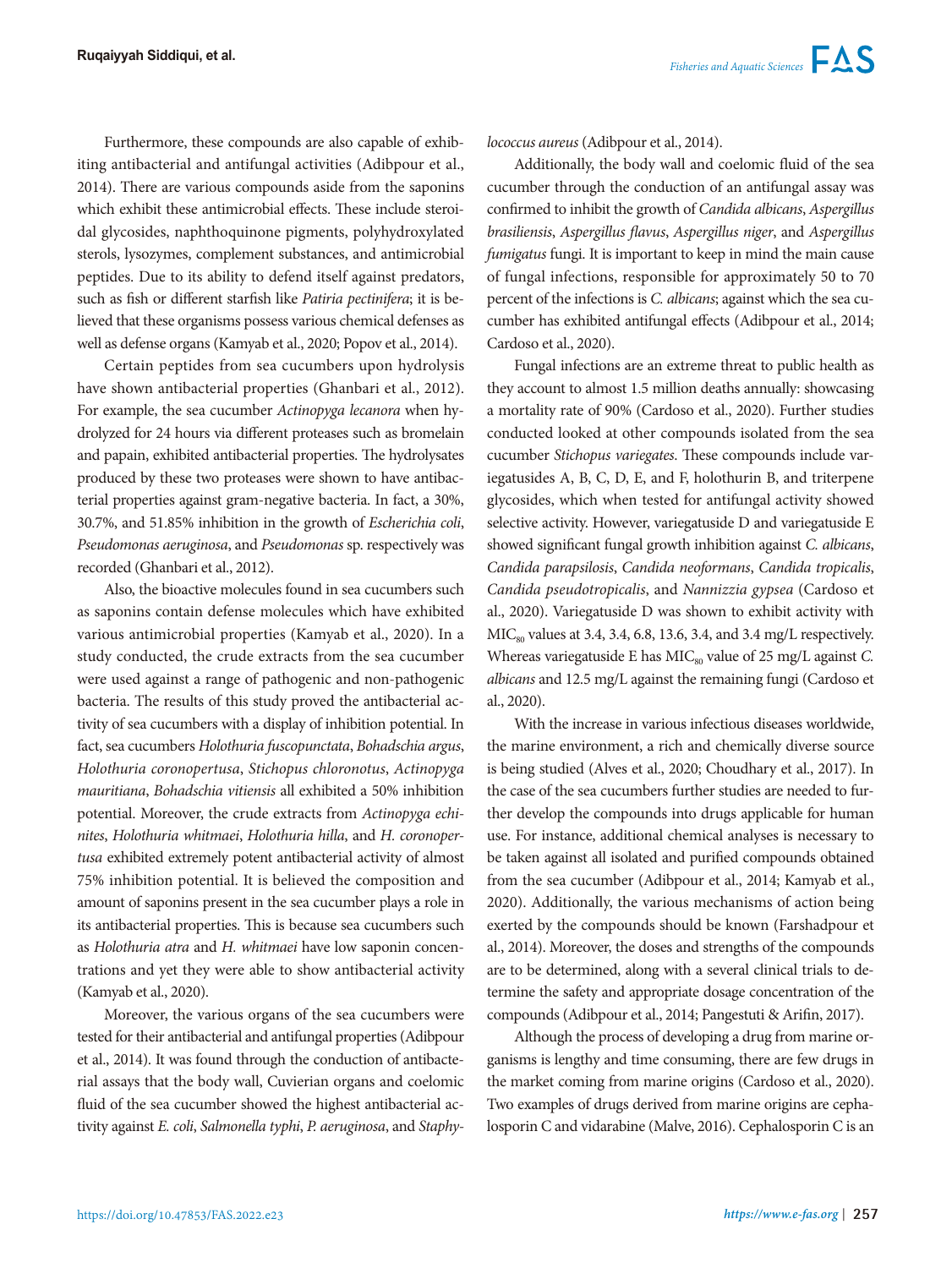Furthermore, these compounds are also capable of exhibiting antibacterial and antifungal activities (Adibpour et al., 2014). There are various compounds aside from the saponins which exhibit these antimicrobial effects. These include steroidal glycosides, naphthoquinone pigments, polyhydroxylated sterols, lysozymes, complement substances, and antimicrobial peptides. Due to its ability to defend itself against predators, such as fish or different starfish like *Patiria pectinifera*; it is believed that these organisms possess various chemical defenses as well as defense organs (Kamyab et al., 2020; Popov et al., 2014).

Certain peptides from sea cucumbers upon hydrolysis have shown antibacterial properties (Ghanbari et al., 2012). For example, the sea cucumber *Actinopyga lecanora* when hydrolyzed for 24 hours via different proteases such as bromelain and papain, exhibited antibacterial properties. The hydrolysates produced by these two proteases were shown to have antibacterial properties against gram-negative bacteria. In fact, a 30%, 30.7%, and 51.85% inhibition in the growth of *Escherichia coli*, *Pseudomonas aeruginosa*, and *Pseudomonas* sp. respectively was recorded (Ghanbari et al., 2012).

Also, the bioactive molecules found in sea cucumbers such as saponins contain defense molecules which have exhibited various antimicrobial properties (Kamyab et al., 2020). In a study conducted, the crude extracts from the sea cucumber were used against a range of pathogenic and non-pathogenic bacteria. The results of this study proved the antibacterial activity of sea cucumbers with a display of inhibition potential. In fact, sea cucumbers *Holothuria fuscopunctata*, *Bohadschia argus*, *Holothuria coronopertusa*, *Stichopus chloronotus*, *Actinopyga mauritiana*, *Bohadschia vitiensis* all exhibited a 50% inhibition potential. Moreover, the crude extracts from *Actinopyga echinites*, *Holothuria whitmaei*, *Holothuria hilla*, and *H. coronopertusa* exhibited extremely potent antibacterial activity of almost 75% inhibition potential. It is believed the composition and amount of saponins present in the sea cucumber plays a role in its antibacterial properties. This is because sea cucumbers such as *Holothuria atra* and *H. whitmaei* have low saponin concentrations and yet they were able to show antibacterial activity (Kamyab et al., 2020).

Moreover, the various organs of the sea cucumbers were tested for their antibacterial and antifungal properties (Adibpour et al., 2014). It was found through the conduction of antibacterial assays that the body wall, Cuvierian organs and coelomic fluid of the sea cucumber showed the highest antibacterial activity against *E. coli*, *Salmonella typhi*, *P. aeruginosa*, and *Staphylococcus aureus* (Adibpour et al., 2014).

Additionally, the body wall and coelomic fluid of the sea cucumber through the conduction of an antifungal assay was confirmed to inhibit the growth of *Candida albicans*, *Aspergillus brasiliensis*, *Aspergillus flavus*, *Aspergillus niger*, and *Aspergillus fumigatus* fungi. It is important to keep in mind the main cause of fungal infections, responsible for approximately 50 to 70 percent of the infections is *C. albicans*; against which the sea cucumber has exhibited antifungal effects (Adibpour et al., 2014; Cardoso et al., 2020).

Fungal infections are an extreme threat to public health as they account to almost 1.5 million deaths annually: showcasing a mortality rate of 90% (Cardoso et al., 2020). Further studies conducted looked at other compounds isolated from the sea cucumber *Stichopus variegates*. These compounds include variegatusides A, B, C, D, E, and F, holothurin B, and triterpene glycosides, which when tested for antifungal activity showed selective activity. However, variegatuside D and variegatuside E showed significant fungal growth inhibition against *C. albicans*, *Candida parapsilosis*, *Candida neoformans*, *Candida tropicalis*, *Candida pseudotropicalis*, and *Nannizzia gypsea* (Cardoso et al., 2020). Variegatuside D was shown to exhibit activity with $MIC_{80}$ values at 3.4, 3.4, 6.8, 13.6, 3.4, and 3.4 mg/L respectively. Whereas variegatuside E has $MIC_{80}$ value of 25 mg/L against *C. albicans* and 12.5 mg/L against the remaining fungi (Cardoso et al., 2020).

With the increase in various infectious diseases worldwide, the marine environment, a rich and chemically diverse source is being studied (Alves et al., 2020; Choudhary et al., 2017). In the case of the sea cucumbers further studies are needed to further develop the compounds into drugs applicable for human use. For instance, additional chemical analyses is necessary to be taken against all isolated and purified compounds obtained from the sea cucumber (Adibpour et al., 2014; Kamyab et al., 2020). Additionally, the various mechanisms of action being exerted by the compounds should be known (Farshadpour et al., 2014). Moreover, the doses and strengths of the compounds are to be determined, along with a several clinical trials to determine the safety and appropriate dosage concentration of the compounds (Adibpour et al., 2014; Pangestuti & Arifin, 2017).

Although the process of developing a drug from marine organisms is lengthy and time consuming, there are few drugs in the market coming from marine origins (Cardoso et al., 2020). Two examples of drugs derived from marine origins are cephalosporin C and vidarabine (Malve, 2016). Cephalosporin C is an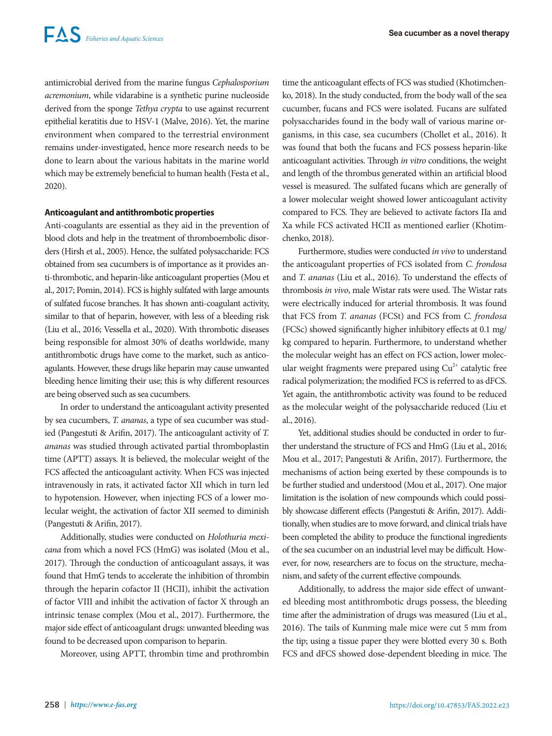antimicrobial derived from the marine fungus *Cephalosporium acremonium*, while vidarabine is a synthetic purine nucleoside derived from the sponge *Tethya crypta* to use against recurrent epithelial keratitis due to HSV-1 (Malve, 2016). Yet, the marine environment when compared to the terrestrial environment remains under-investigated, hence more research needs to be done to learn about the various habitats in the marine world which may be extremely beneficial to human health (Festa et al., 2020).

### Anticoagulant and antithrombotic properties

Anti-coagulants are essential as they aid in the prevention of blood clots and help in the treatment of thromboembolic disorders (Hirsh et al., 2005). Hence, the sulfated polysaccharide: FCS obtained from sea cucumbers is of importance as it provides anti-thrombotic, and heparin-like anticoagulant properties (Mou et al., 2017; Pomin, 2014). FCS is highly sulfated with large amounts of sulfated fucose branches. It has shown anti-coagulant activity, similar to that of heparin, however, with less of a bleeding risk (Liu et al., 2016; Vessella et al., 2020). With thrombotic diseases being responsible for almost 30% of deaths worldwide, many antithrombotic drugs have come to the market, such as anticoagulants. However, these drugs like heparin may cause unwanted bleeding hence limiting their use; this is why different resources are being observed such as sea cucumbers.

In order to understand the anticoagulant activity presented by sea cucumbers, *T. ananas*, a type of sea cucumber was studied (Pangestuti & Arifin, 2017). The anticoagulant activity of *T. ananas* was studied through activated partial thromboplastin time (APTT) assays. It is believed, the molecular weight of the FCS affected the anticoagulant activity. When FCS was injected intravenously in rats, it activated factor XII which in turn led to hypotension. However, when injecting FCS of a lower molecular weight, the activation of factor XII seemed to diminish (Pangestuti & Arifin, 2017).

Additionally, studies were conducted on *Holothuria mexicana* from which a novel FCS (HmG) was isolated (Mou et al., 2017). Through the conduction of anticoagulant assays, it was found that HmG tends to accelerate the inhibition of thrombin through the heparin cofactor II (HCII), inhibit the activation of factor VIII and inhibit the activation of factor X through an intrinsic tenase complex (Mou et al., 2017). Furthermore, the major side effect of anticoagulant drugs: unwanted bleeding was found to be decreased upon comparison to heparin.

Moreover, using APTT, thrombin time and prothrombin time the anticoagulant effects of FCS was studied (Khotimchenko, 2018). In the study conducted, from the body wall of the sea cucumber, fucans and FCS were isolated. Fucans are sulfated polysaccharides found in the body wall of various marine organisms, in this case, sea cucumbers (Chollet et al., 2016). It was found that both the fucans and FCS possess heparin-like anticoagulant activities. Through *in vitro* conditions, the weight and length of the thrombus generated within an artificial blood vessel is measured. The sulfated fucans which are generally of a lower molecular weight showed lower anticoagulant activity compared to FCS. They are believed to activate factors IIa and Xa while FCS activated HCII as mentioned earlier (Khotimchenko, 2018).

Furthermore, studies were conducted *in vivo* to understand the anticoagulant properties of FCS isolated from *C. frondosa* and *T. ananas* (Liu et al., 2016). To understand the effects of thrombosis *in vivo*, male Wistar rats were used. The Wistar rats were electrically induced for arterial thrombosis. It was found that FCS from *T. ananas* (FCSt) and FCS from *C. frondosa* (FCSc) showed significantly higher inhibitory effects at 0.1 mg/kg compared to heparin. Furthermore, to understand whether the molecular weight has an effect on FCS action, lower molecular weight fragments were prepared using $Cu^{2+}$ catalytic free radical polymerization; the modified FCS is referred to as dFCS. Yet again, the antithrombotic activity was found to be reduced as the molecular weight of the polysaccharide reduced (Liu et al., 2016).

Yet, additional studies should be conducted in order to further understand the structure of FCS and HmG (Liu et al., 2016; Mou et al., 2017; Pangestuti & Arifin, 2017). Furthermore, the mechanisms of action being exerted by these compounds is to be further studied and understood (Mou et al., 2017). One major limitation is the isolation of new compounds which could possibly showcase different effects (Pangestuti & Arifin, 2017). Additionally, when studies are to move forward, and clinical trials have been completed the ability to produce the functional ingredients of the sea cucumber on an industrial level may be difficult. However, for now, researchers are to focus on the structure, mechanism, and safety of the current effective compounds.

Additionally, to address the major side effect of unwanted bleeding most antithrombotic drugs possess, the bleeding time after the administration of drugs was measured (Liu et al., 2016). The tails of Kunming male mice were cut 5 mm from the tip; using a tissue paper they were blotted every 30 s. Both FCS and dFCS showed dose-dependent bleeding in mice. The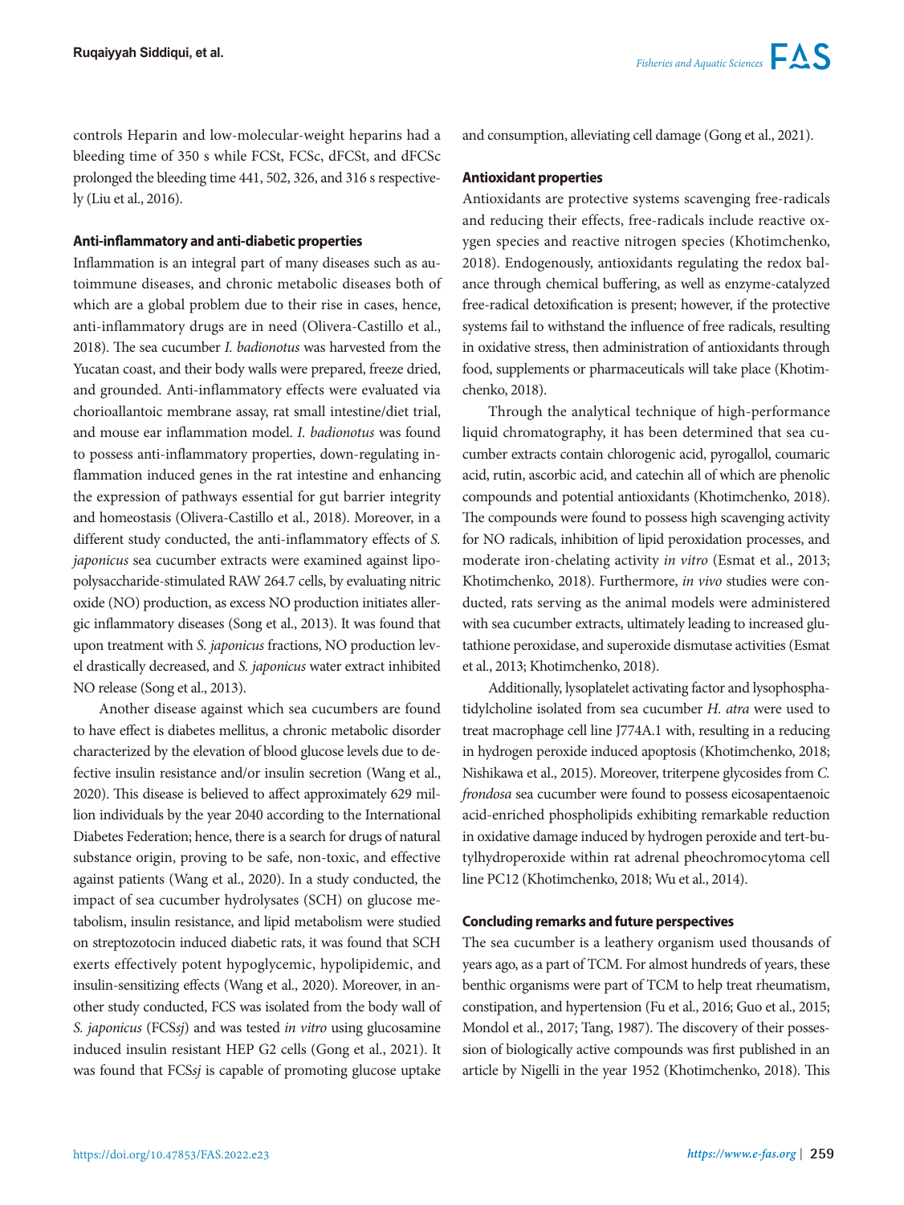controls Heparin and low-molecular-weight heparins had a bleeding time of 350 s while FCSt, FCSc, dFCSt, and dFCSc prolonged the bleeding time 441, 502, 326, and 316 s respectively (Liu et al., 2016).

### Anti-inflammatory and anti-diabetic properties

Inflammation is an integral part of many diseases such as autoimmune diseases, and chronic metabolic diseases both of which are a global problem due to their rise in cases, hence, anti-inflammatory drugs are in need (Olivera-Castillo et al., 2018). The sea cucumber *I. badionotus* was harvested from the Yucatan coast, and their body walls were prepared, freeze dried, and grounded. Anti-inflammatory effects were evaluated via chorioallantoic membrane assay, rat small intestine/diet trial, and mouse ear inflammation model. *I. badionotus* was found to possess anti-inflammatory properties, down-regulating inflammation induced genes in the rat intestine and enhancing the expression of pathways essential for gut barrier integrity and homeostasis (Olivera-Castillo et al., 2018). Moreover, in a different study conducted, the anti-inflammatory effects of *S. japonicus* sea cucumber extracts were examined against lipopolysaccharide-stimulated RAW 264.7 cells, by evaluating nitric oxide (NO) production, as excess NO production initiates allergic inflammatory diseases (Song et al., 2013). It was found that upon treatment with *S. japonicus* fractions, NO production level drastically decreased, and *S. japonicus* water extract inhibited NO release (Song et al., 2013).

Another disease against which sea cucumbers are found to have effect is diabetes mellitus, a chronic metabolic disorder characterized by the elevation of blood glucose levels due to defective insulin resistance and/or insulin secretion (Wang et al., 2020). This disease is believed to affect approximately 629 million individuals by the year 2040 according to the International Diabetes Federation; hence, there is a search for drugs of natural substance origin, proving to be safe, non-toxic, and effective against patients (Wang et al., 2020). In a study conducted, the impact of sea cucumber hydrolysates (SCH) on glucose metabolism, insulin resistance, and lipid metabolism were studied on streptozotocin induced diabetic rats, it was found that SCH exerts effectively potent hypoglycemic, hypolipidemic, and insulin-sensitizing effects (Wang et al., 2020). Moreover, in another study conducted, FCS was isolated from the body wall of *S. japonicus* (FCS*sj*) and was tested *in vitro* using glucosamine induced insulin resistant HEP G2 cells (Gong et al., 2021). It was found that FCS*sj* is capable of promoting glucose uptake and consumption, alleviating cell damage (Gong et al., 2021).

### Antioxidant properties

Antioxidants are protective systems scavenging free-radicals and reducing their effects, free-radicals include reactive oxygen species and reactive nitrogen species (Khotimchenko, 2018). Endogenously, antioxidants regulating the redox balance through chemical buffering, as well as enzyme-catalyzed free-radical detoxification is present; however, if the protective systems fail to withstand the influence of free radicals, resulting in oxidative stress, then administration of antioxidants through food, supplements or pharmaceuticals will take place (Khotimchenko, 2018).

Through the analytical technique of high-performance liquid chromatography, it has been determined that sea cucumber extracts contain chlorogenic acid, pyrogallol, coumaric acid, rutin, ascorbic acid, and catechin all of which are phenolic compounds and potential antioxidants (Khotimchenko, 2018). The compounds were found to possess high scavenging activity for NO radicals, inhibition of lipid peroxidation processes, and moderate iron-chelating activity *in vitro* (Esmat et al., 2013; Khotimchenko, 2018). Furthermore, *in vivo* studies were conducted, rats serving as the animal models were administered with sea cucumber extracts, ultimately leading to increased glutathione peroxidase, and superoxide dismutase activities (Esmat et al., 2013; Khotimchenko, 2018).

Additionally, lysoplatelet activating factor and lysophosphatidylcholine isolated from sea cucumber *H. atra* were used to treat macrophage cell line J774A.1 with, resulting in a reducing in hydrogen peroxide induced apoptosis (Khotimchenko, 2018; Nishikawa et al., 2015). Moreover, triterpene glycosides from *C. frondosa* sea cucumber were found to possess eicosapentaenoic acid-enriched phospholipids exhibiting remarkable reduction in oxidative damage induced by hydrogen peroxide and tert-butylhydroperoxide within rat adrenal pheochromocytoma cell line PC12 (Khotimchenko, 2018; Wu et al., 2014).

### Concluding remarks and future perspectives

The sea cucumber is a leathery organism used thousands of years ago, as a part of TCM. For almost hundreds of years, these benthic organisms were part of TCM to help treat rheumatism, constipation, and hypertension (Fu et al., 2016; Guo et al., 2015; Mondol et al., 2017; Tang, 1987). The discovery of their possession of biologically active compounds was first published in an article by Nigelli in the year 1952 (Khotimchenko, 2018). This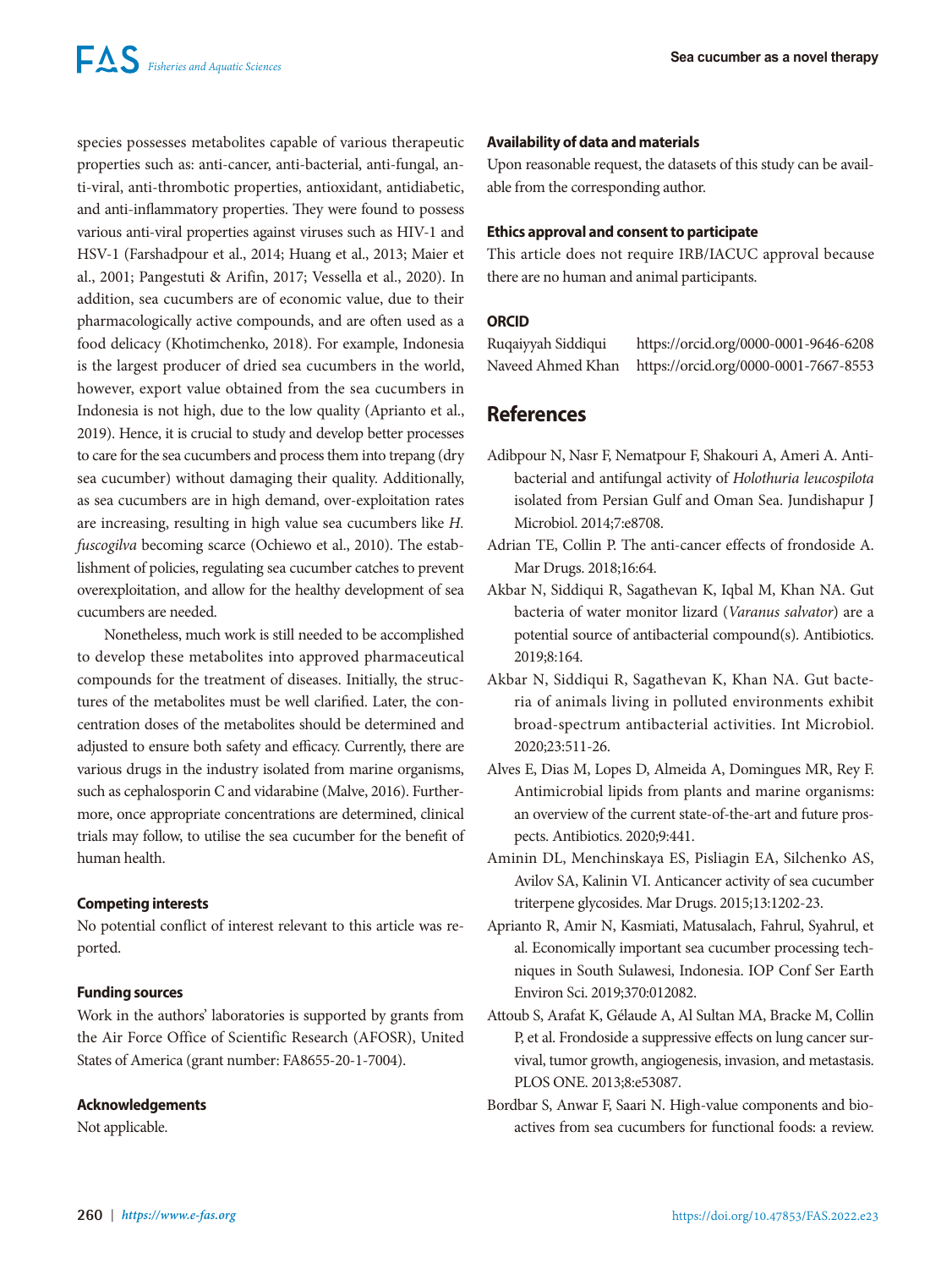species possesses metabolites capable of various therapeutic properties such as: anti-cancer, anti-bacterial, anti-fungal, anti-viral, anti-thrombotic properties, antioxidant, antidiabetic, and anti-inflammatory properties. They were found to possess various anti-viral properties against viruses such as HIV-1 and HSV-1 (Farshadpour et al., 2014; Huang et al., 2013; Maier et al., 2001; Pangestuti & Arifin, 2017; Vessella et al., 2020). In addition, sea cucumbers are of economic value, due to their pharmacologically active compounds, and are often used as a food delicacy (Khotimchenko, 2018). For example, Indonesia is the largest producer of dried sea cucumbers in the world, however, export value obtained from the sea cucumbers in Indonesia is not high, due to the low quality (Aprianto et al., 2019). Hence, it is crucial to study and develop better processes to care for the sea cucumbers and process them into trepang (dry sea cucumber) without damaging their quality. Additionally, as sea cucumbers are in high demand, over-exploitation rates are increasing, resulting in high value sea cucumbers like *H. fuscogilva* becoming scarce (Ochiewo et al., 2010). The establishment of policies, regulating sea cucumber catches to prevent overexploitation, and allow for the healthy development of sea cucumbers are needed.

Nonetheless, much work is still needed to be accomplished to develop these metabolites into approved pharmaceutical compounds for the treatment of diseases. Initially, the structures of the metabolites must be well clarified. Later, the concentration doses of the metabolites should be determined and adjusted to ensure both safety and efficacy. Currently, there are various drugs in the industry isolated from marine organisms, such as cephalosporin C and vidarabine (Malve, 2016). Furthermore, once appropriate concentrations are determined, clinical trials may follow, to utilise the sea cucumber for the benefit of human health.

### Competing interests

No potential conflict of interest relevant to this article was reported.

### Funding sources

Work in the authors' laboratories is supported by grants from the Air Force Office of Scientific Research (AFOSR), United States of America (grant number: FA8655-20-1-7004).

### Acknowledgements

Not applicable.

### Availability of data and materials

Upon reasonable request, the datasets of this study can be available from the corresponding author.

### Ethics approval and consent to participate

This article does not require IRB/IACUC approval because there are no human and animal participants.

### ORCID

| | |
|---|---|
| Ruqaiyyah Siddiqui | https://orcid.org/0000-0001-9646-6208 |
| Naveed Ahmed Khan | https://orcid.org/0000-0001-7667-8553 |

## References

Adibpour N, Nasr F, Nematpour F, Shakouri A, Ameri A. Antibacterial and antifungal activity of *Holothuria leucospilota* isolated from Persian Gulf and Oman Sea. Jundishapur J Microbiol. 2014;7:e8708.

Adrian TE, Collin P. The anti-cancer effects of frondoside A. Mar Drugs. 2018;16:64.

Akbar N, Siddiqui R, Sagathevan K, Iqbal M, Khan NA. Gut bacteria of water monitor lizard (*Varanus salvator*) are a potential source of antibacterial compound(s). Antibiotics. 2019;8:164.

Akbar N, Siddiqui R, Sagathevan K, Khan NA. Gut bacteria of animals living in polluted environments exhibit broad-spectrum antibacterial activities. Int Microbiol. 2020;23:511-26.

Alves E, Dias M, Lopes D, Almeida A, Domingues MR, Rey F. Antimicrobial lipids from plants and marine organisms: an overview of the current state-of-the-art and future prospects. Antibiotics. 2020;9:441.

Aminin DL, Menchinskaya ES, Pisliagin EA, Silchenko AS, Avilov SA, Kalinin VI. Anticancer activity of sea cucumber triterpene glycosides. Mar Drugs. 2015;13:1202-23.

Aprianto R, Amir N, Kasmiati, Matusalach, Fahrul, Syahrul, et al. Economically important sea cucumber processing techniques in South Sulawesi, Indonesia. IOP Conf Ser Earth Environ Sci. 2019;370:012082.

Attoub S, Arafat K, Gélaude A, Al Sultan MA, Bracke M, Collin P, et al. Frondoside a suppressive effects on lung cancer survival, tumor growth, angiogenesis, invasion, and metastasis. PLOS ONE. 2013;8:e53087.

Bordbar S, Anwar F, Saari N. High-value components and bioactives from sea cucumbers for functional foods: a review.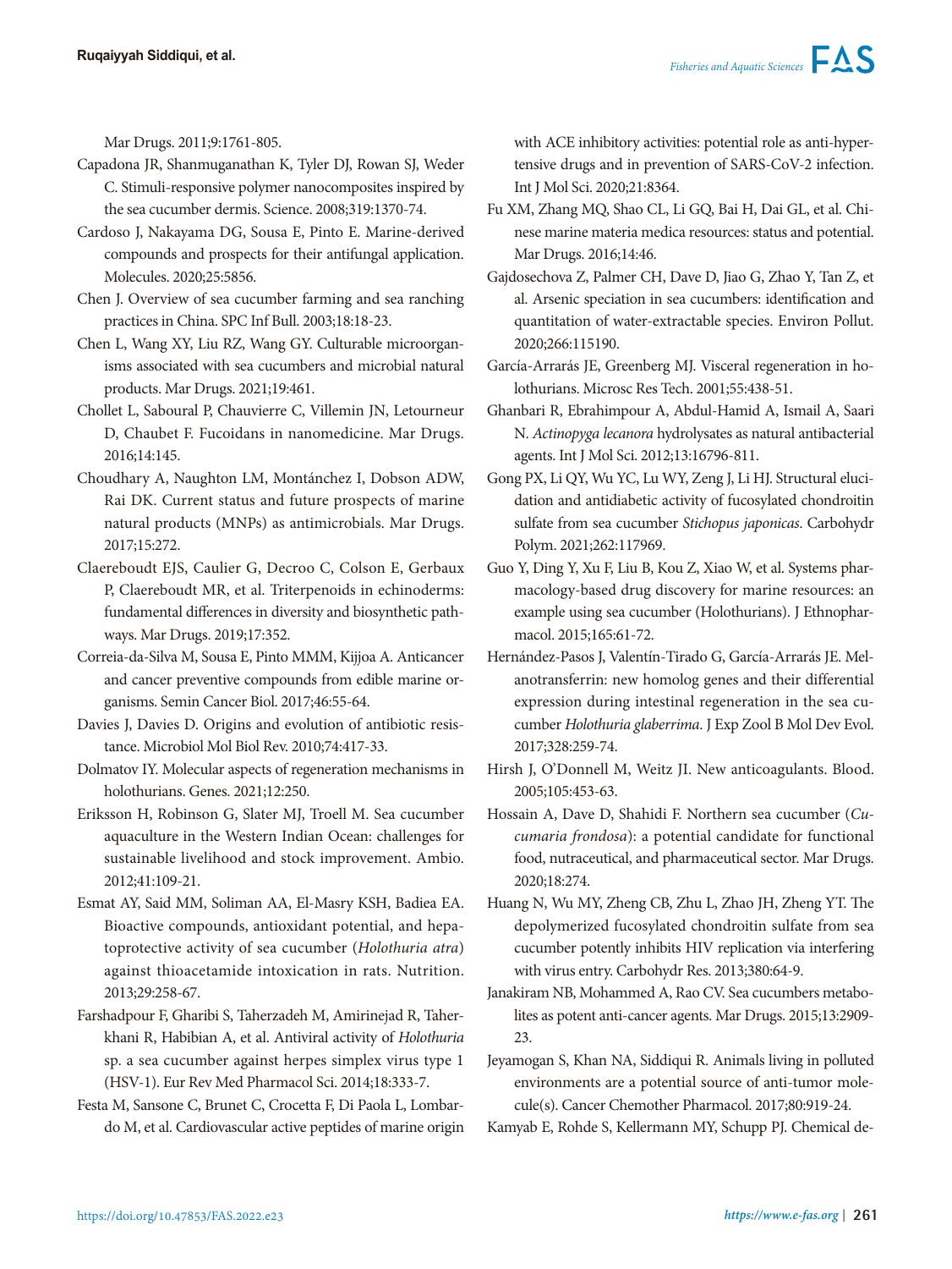Mar Drugs. 2011;9:1761-805.

Capadona JR, Shanmuganathan K, Tyler DJ, Rowan SJ, Weder C. Stimuli-responsive polymer nanocomposites inspired by the sea cucumber dermis. Science. 2008;319:1370-74.

Cardoso J, Nakayama DG, Sousa E, Pinto E. Marine-derived compounds and prospects for their antifungal application. Molecules. 2020;25:5856.

Chen J. Overview of sea cucumber farming and sea ranching practices in China. SPC Inf Bull. 2003;18:18-23.

Chen L, Wang XY, Liu RZ, Wang GY. Culturable microorganisms associated with sea cucumbers and microbial natural products. Mar Drugs. 2021;19:461.

Chollet L, Saboural P, Chauvierre C, Villemin JN, Letourneur D, Chaubet F. Fucoidans in nanomedicine. Mar Drugs. 2016;14:145.

Choudhary A, Naughton LM, Montánchez I, Dobson ADW, Rai DK. Current status and future prospects of marine natural products (MNPs) as antimicrobials. Mar Drugs. 2017;15:272.

Claereboudt EJS, Caulier G, Decroo C, Colson E, Gerbaux P, Claereboudt MR, et al. Triterpenoids in echinoderms: fundamental differences in diversity and biosynthetic pathways. Mar Drugs. 2019;17:352.

Correia-da-Silva M, Sousa E, Pinto MMM, Kijjoa A. Anticancer and cancer preventive compounds from edible marine organisms. Semin Cancer Biol. 2017;46:55-64.

Davies J, Davies D. Origins and evolution of antibiotic resistance. Microbiol Mol Biol Rev. 2010;74:417-33.

Dolmatov IY. Molecular aspects of regeneration mechanisms in holothurians. Genes. 2021;12:250.

Eriksson H, Robinson G, Slater MJ, Troell M. Sea cucumber aquaculture in the Western Indian Ocean: challenges for sustainable livelihood and stock improvement. Ambio. 2012;41:109-21.

Esmat AY, Said MM, Soliman AA, El-Masry KSH, Badiea EA. Bioactive compounds, antioxidant potential, and hepatoprotective activity of sea cucumber (*Holothuria atra*) against thioacetamide intoxication in rats. Nutrition. 2013;29:258-67.

Farshadpour F, Gharibi S, Taherzadeh M, Amirinejad R, Taherkhani R, Habibian A, et al. Antiviral activity of *Holothuria* sp. a sea cucumber against herpes simplex virus type 1 (HSV-1). Eur Rev Med Pharmacol Sci. 2014;18:333-7.

Festa M, Sansone C, Brunet C, Crocetta F, Di Paola L, Lombardo M, et al. Cardiovascular active peptides of marine origin with ACE inhibitory activities: potential role as anti-hypertensive drugs and in prevention of SARS-CoV-2 infection. Int J Mol Sci. 2020;21:8364.

Fu XM, Zhang MQ, Shao CL, Li GQ, Bai H, Dai GL, et al. Chinese marine materia medica resources: status and potential. Mar Drugs. 2016;14:46.

Gajdosechova Z, Palmer CH, Dave D, Jiao G, Zhao Y, Tan Z, et al. Arsenic speciation in sea cucumbers: identification and quantitation of water-extractable species. Environ Pollut. 2020;266:115190.

García-Arrarás JE, Greenberg MJ. Visceral regeneration in holothurians. Microsc Res Tech. 2001;55:438-51.

Ghanbari R, Ebrahimpour A, Abdul-Hamid A, Ismail A, Saari N. *Actinopyga lecanora* hydrolysates as natural antibacterial agents. Int J Mol Sci. 2012;13:16796-811.

Gong PX, Li QY, Wu YC, Lu WY, Zeng J, Li HJ. Structural elucidation and antidiabetic activity of fucosylated chondroitin sulfate from sea cucumber *Stichopus japonicas*. Carbohydr Polym. 2021;262:117969.

Guo Y, Ding Y, Xu F, Liu B, Kou Z, Xiao W, et al. Systems pharmacology-based drug discovery for marine resources: an example using sea cucumber (Holothurians). J Ethnopharmacol. 2015;165:61-72.

Hernández-Pasos J, Valentín-Tirado G, García-Arrarás JE. Melanotransferrin: new homolog genes and their differential expression during intestinal regeneration in the sea cucumber *Holothuria glaberrima*. J Exp Zool B Mol Dev Evol. 2017;328:259-74.

Hirsh J, O'Donnell M, Weitz JI. New anticoagulants. Blood. 2005;105:453-63.

Hossain A, Dave D, Shahidi F. Northern sea cucumber (*Cucumaria frondosa*): a potential candidate for functional food, nutraceutical, and pharmaceutical sector. Mar Drugs. 2020;18:274.

Huang N, Wu MY, Zheng CB, Zhu L, Zhao JH, Zheng YT. The depolymerized fucosylated chondroitin sulfate from sea cucumber potently inhibits HIV replication via interfering with virus entry. Carbohydr Res. 2013;380:64-9.

Janakiram NB, Mohammed A, Rao CV. Sea cucumbers metabolites as potent anti-cancer agents. Mar Drugs. 2015;13:2909-23.

Jeyamogan S, Khan NA, Siddiqui R. Animals living in polluted environments are a potential source of anti-tumor molecule(s). Cancer Chemother Pharmacol. 2017;80:919-24.

Kamyab E, Rohde S, Kellermann MY, Schupp PJ. Chemical de-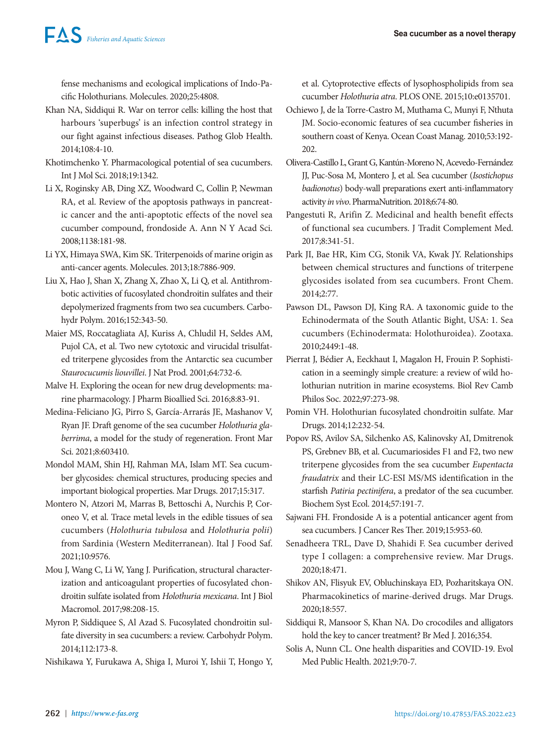fense mechanisms and ecological implications of Indo-Pacific Holothurians. Molecules. 2020;25:4808.

Khan NA, Siddiqui R. War on terror cells: killing the host that harbours 'superbugs' is an infection control strategy in our fight against infectious diseases. Pathog Glob Health. 2014;108:4-10.

Khotimchenko Y. Pharmacological potential of sea cucumbers. Int J Mol Sci. 2018;19:1342.

Li X, Roginsky AB, Ding XZ, Woodward C, Collin P, Newman RA, et al. Review of the apoptosis pathways in pancreatic cancer and the anti-apoptotic effects of the novel sea cucumber compound, frondoside A. Ann N Y Acad Sci. 2008;1138:181-98.

Li YX, Himaya SWA, Kim SK. Triterpenoids of marine origin as anti-cancer agents. Molecules. 2013;18:7886-909.

Liu X, Hao J, Shan X, Zhang X, Zhao X, Li Q, et al. Antithrombotic activities of fucosylated chondroitin sulfates and their depolymerized fragments from two sea cucumbers. Carbohydr Polym. 2016;152:343-50.

Maier MS, Roccatagliata AJ, Kuriss A, Chludil H, Seldes AM, Pujol CA, et al. Two new cytotoxic and virucidal trisulfated triterpene glycosides from the Antarctic sea cucumber *Staurocucumis liouvillei*. J Nat Prod. 2001;64:732-6.

Malve H. Exploring the ocean for new drug developments: marine pharmacology. J Pharm Bioallied Sci. 2016;8:83-91.

Medina-Feliciano JG, Pirro S, García-Arrarás JE, Mashanov V, Ryan JF. Draft genome of the sea cucumber *Holothuria glaberrima*, a model for the study of regeneration. Front Mar Sci. 2021;8:603410.

Mondol MAM, Shin HJ, Rahman MA, Islam MT. Sea cucumber glycosides: chemical structures, producing species and important biological properties. Mar Drugs. 2017;15:317.

Montero N, Atzori M, Marras B, Bettoschi A, Nurchis P, Coroneo V, et al. Trace metal levels in the edible tissues of sea cucumbers (*Holothuria tubulosa* and *Holothuria polii*) from Sardinia (Western Mediterranean). Ital J Food Saf. 2021;10:9576.

Mou J, Wang C, Li W, Yang J. Purification, structural characterization and anticoagulant properties of fucosylated chondroitin sulfate isolated from *Holothuria mexicana*. Int J Biol Macromol. 2017;98:208-15.

Myron P, Siddiquee S, Al Azad S. Fucosylated chondroitin sulfate diversity in sea cucumbers: a review. Carbohydr Polym. 2014;112:173-8.

Nishikawa Y, Furukawa A, Shiga I, Muroi Y, Ishii T, Hongo Y, et al. Cytoprotective effects of lysophospholipids from sea cucumber *Holothuria atra*. PLOS ONE. 2015;10:e0135701.

Ochiewo J, de la Torre-Castro M, Muthama C, Munyi F, Nthuta JM. Socio-economic features of sea cucumber fisheries in southern coast of Kenya. Ocean Coast Manag. 2010;53:192-202.

Olivera-Castillo L, Grant G, Kantún-Moreno N, Acevedo-Fernández JJ, Puc-Sosa M, Montero J, et al. Sea cucumber (*Isostichopus badionotus*) body-wall preparations exert anti-inflammatory activity *in vivo*. PharmaNutrition. 2018;6:74-80.

Pangestuti R, Arifin Z. Medicinal and health benefit effects of functional sea cucumbers. J Tradit Complement Med. 2017;8:341-51.

Park JI, Bae HR, Kim CG, Stonik VA, Kwak JY. Relationships between chemical structures and functions of triterpene glycosides isolated from sea cucumbers. Front Chem. 2014;2:77.

Pawson DL, Pawson DJ, King RA. A taxonomic guide to the Echinodermata of the South Atlantic Bight, USA: 1. Sea cucumbers (Echinodermata: Holothuroidea). Zootaxa. 2010;2449:1-48.

Pierrat J, Bédier A, Eeckhaut I, Magalon H, Frouin P. Sophistication in a seemingly simple creature: a review of wild holothurian nutrition in marine ecosystems. Biol Rev Camb Philos Soc. 2022;97:273-98.

Pomin VH. Holothurian fucosylated chondroitin sulfate. Mar Drugs. 2014;12:232-54.

Popov RS, Avilov SA, Silchenko AS, Kalinovsky AI, Dmitrenok PS, Grebnev BB, et al. Cucumariosides F1 and F2, two new triterpene glycosides from the sea cucumber *Eupentacta fraudatrix* and their LC-ESI MS/MS identification in the starfish *Patiria pectinifera*, a predator of the sea cucumber. Biochem Syst Ecol. 2014;57:191-7.

Sajwani FH. Frondoside A is a potential anticancer agent from sea cucumbers. J Cancer Res Ther. 2019;15:953-60.

Senadheera TRL, Dave D, Shahidi F. Sea cucumber derived type I collagen: a comprehensive review. Mar Drugs. 2020;18:471.

Shikov AN, Flisyuk EV, Obluchinskaya ED, Pozharitskaya ON. Pharmacokinetics of marine-derived drugs. Mar Drugs. 2020;18:557.

Siddiqui R, Mansoor S, Khan NA. Do crocodiles and alligators hold the key to cancer treatment? Br Med J. 2016;354.

Solis A, Nunn CL. One health disparities and COVID-19. Evol Med Public Health. 2021;9:70-7.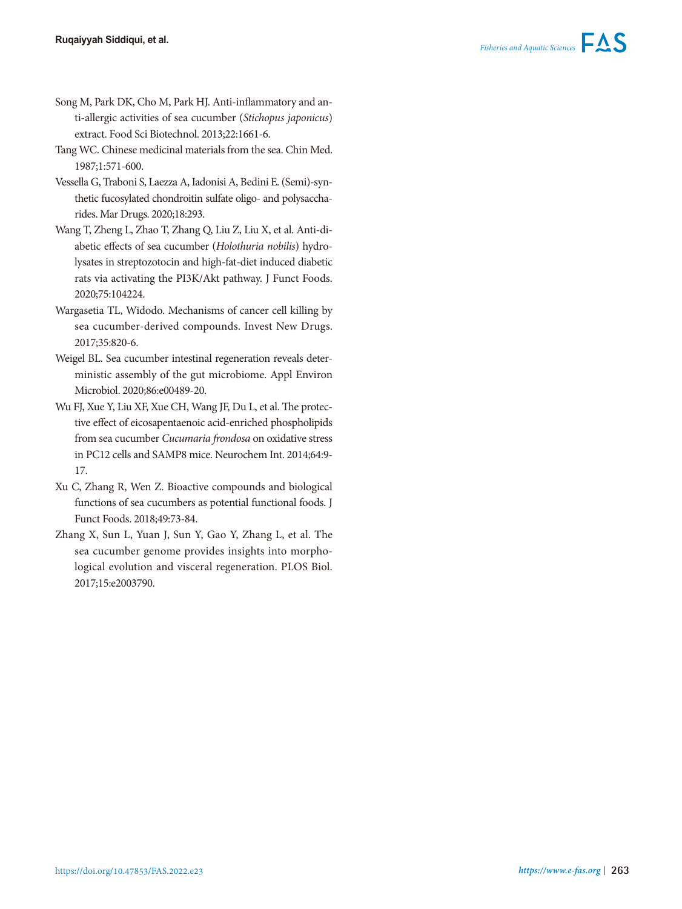Song M, Park DK, Cho M, Park HJ. Anti-inflammatory and anti-allergic activities of sea cucumber (*Stichopus japonicus*) extract. Food Sci Biotechnol. 2013;22:1661-6.

Tang WC. Chinese medicinal materials from the sea. Chin Med. 1987;1:571-600.

Vessella G, Traboni S, Laezza A, Iadonisi A, Bedini E. (Semi)-synthetic fucosylated chondroitin sulfate oligo- and polysaccharides. Mar Drugs. 2020;18:293.

Wang T, Zheng L, Zhao T, Zhang Q, Liu Z, Liu X, et al. Anti-diabetic effects of sea cucumber (*Holothuria nobilis*) hydrolysates in streptozotocin and high-fat-diet induced diabetic rats via activating the PI3K/Akt pathway. J Funct Foods. 2020;75:104224.

Wargasetia TL, Widodo. Mechanisms of cancer cell killing by sea cucumber-derived compounds. Invest New Drugs. 2017;35:820-6.

Weigel BL. Sea cucumber intestinal regeneration reveals deterministic assembly of the gut microbiome. Appl Environ Microbiol. 2020;86:e00489-20.

Wu FJ, Xue Y, Liu XF, Xue CH, Wang JF, Du L, et al. The protective effect of eicosapentaenoic acid-enriched phospholipids from sea cucumber *Cucumaria frondosa* on oxidative stress in PC12 cells and SAMP8 mice. Neurochem Int. 2014;64:9-17.

Xu C, Zhang R, Wen Z. Bioactive compounds and biological functions of sea cucumbers as potential functional foods. J Funct Foods. 2018;49:73-84.

Zhang X, Sun L, Yuan J, Sun Y, Gao Y, Zhang L, et al. The sea cucumber genome provides insights into morphological evolution and visceral regeneration. PLOS Biol. 2017;15:e2003790.